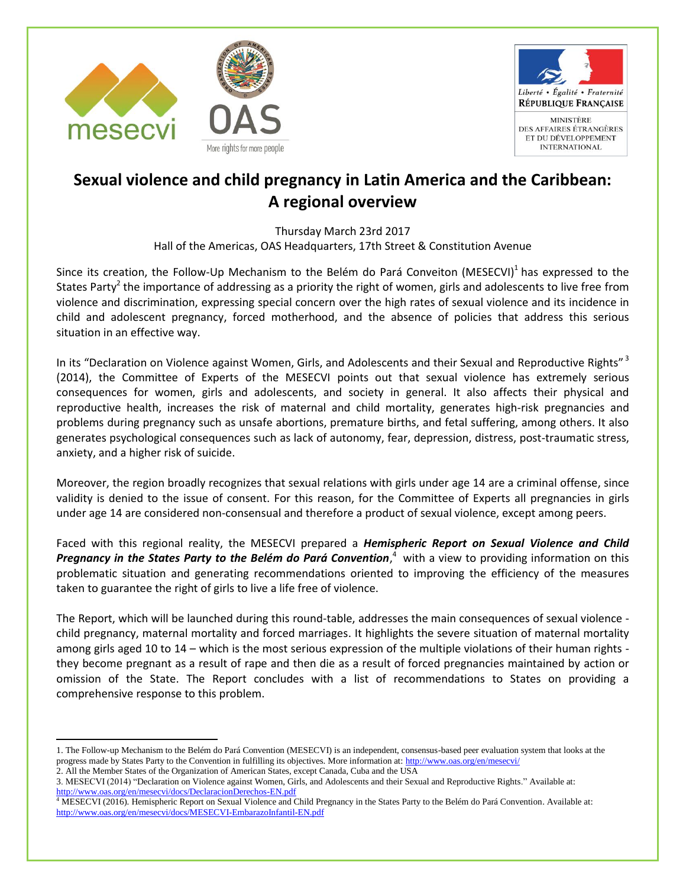# Sexual violence and child pregnancy in Latin America and the Caribbean: A regional overview

Thursday March 23rd 2017
Hall of the Americas, OAS Headquarters, 17th Street & Constitution Avenue

Since its creation, the Follow-Up Mechanism to the Belém do Pará Conveiton (MESECVI)[1] has expressed to the States Party[2] the importance of addressing as a priority the right of women, girls and adolescents to live free from violence and discrimination, expressing special concern over the high rates of sexual violence and its incidence in child and adolescent pregnancy, forced motherhood, and the absence of policies that address this serious situation in an effective way.

In its "Declaration on Violence against Women, Girls, and Adolescents and their Sexual and Reproductive Rights"[3] (2014), the Committee of Experts of the MESECVI points out that sexual violence has extremely serious consequences for women, girls and adolescents, and society in general. It also affects their physical and reproductive health, increases the risk of maternal and child mortality, generates high-risk pregnancies and problems during pregnancy such as unsafe abortions, premature births, and fetal suffering, among others. It also generates psychological consequences such as lack of autonomy, fear, depression, distress, post-traumatic stress, anxiety, and a higher risk of suicide.

Moreover, the region broadly recognizes that sexual relations with girls under age 14 are a criminal offense, since validity is denied to the issue of consent. For this reason, for the Committee of Experts all pregnancies in girls under age 14 are considered non-consensual and therefore a product of sexual violence, except among peers.

Faced with this regional reality, the MESECVI prepared a ***Hemispheric Report on Sexual Violence and Child Pregnancy in the States Party to the Belém do Pará Convention***,[4] with a view to providing information on this problematic situation and generating recommendations oriented to improving the efficiency of the measures taken to guarantee the right of girls to live a life free of violence.

The Report, which will be launched during this round-table, addresses the main consequences of sexual violence - child pregnancy, maternal mortality and forced marriages. It highlights the severe situation of maternal mortality among girls aged 10 to 14 – which is the most serious expression of the multiple violations of their human rights - they become pregnant as a result of rape and then die as a result of forced pregnancies maintained by action or omission of the State. The Report concludes with a list of recommendations to States on providing a comprehensive response to this problem.

---

1. The Follow-up Mechanism to the Belém do Pará Convention (MESECVI) is an independent, consensus-based peer evaluation system that looks at the progress made by States Party to the Convention in fulfilling its objectives. More information at: http://www.oas.org/en/mesecvi/
2. All the Member States of the Organization of American States, except Canada, Cuba and the USA
3. MESECVI (2014) "Declaration on Violence against Women, Girls, and Adolescents and their Sexual and Reproductive Rights." Available at: http://www.oas.org/en/mesecvi/docs/DeclaracionDerechos-EN.pdf
4. MESECVI (2016). Hemispheric Report on Sexual Violence and Child Pregnancy in the States Party to the Belém do Pará Convention. Available at: http://www.oas.org/en/mesecvi/docs/MESECVI-EmbarazoInfantil-EN.pdf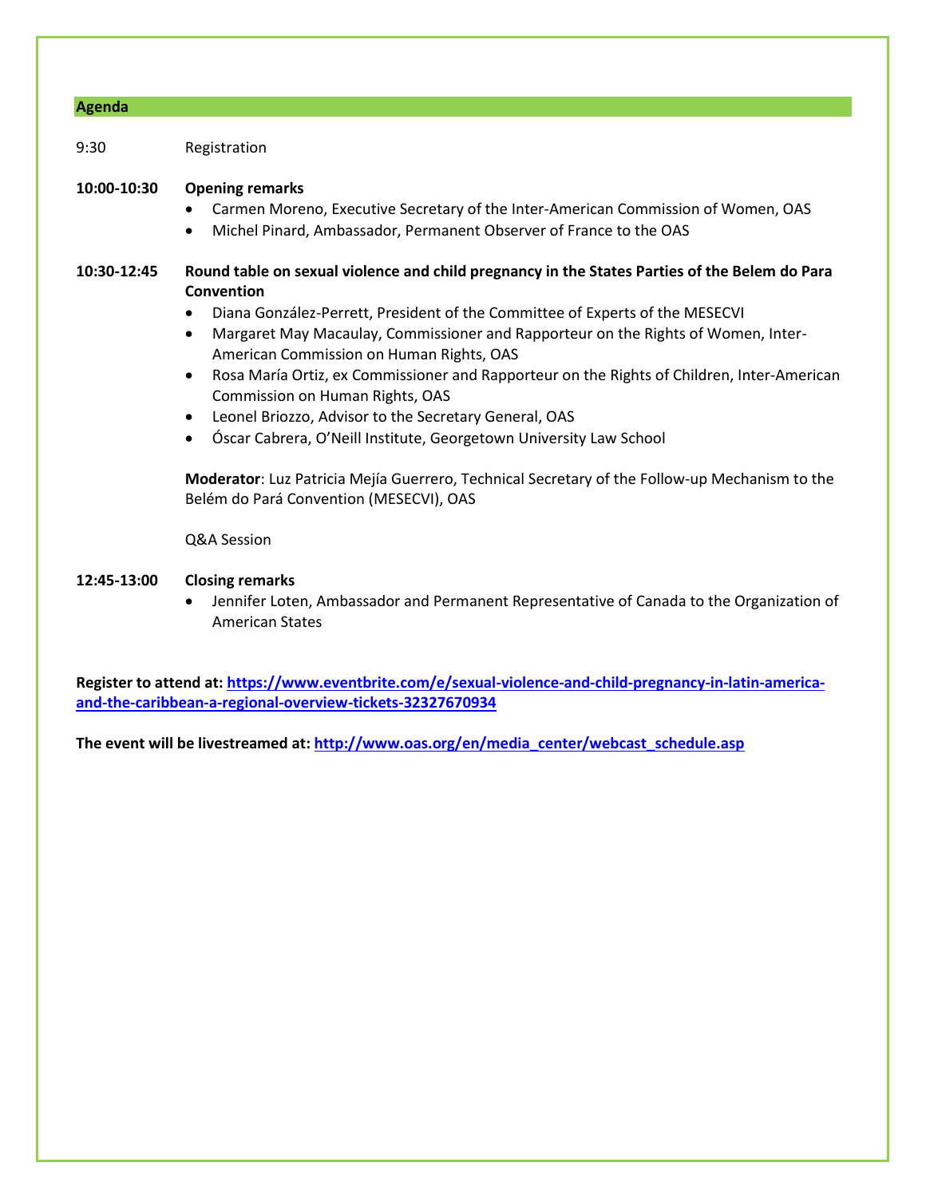## Agenda

9:30 Registration

**10:00-10:30 Opening remarks**

- Carmen Moreno, Executive Secretary of the Inter-American Commission of Women, OAS
- Michel Pinard, Ambassador, Permanent Observer of France to the OAS

**10:30-12:45 Round table on sexual violence and child pregnancy in the States Parties of the Belem do Para Convention**

- Diana González-Perrett, President of the Committee of Experts of the MESECVI
- Margaret May Macaulay, Commissioner and Rapporteur on the Rights of Women, Inter-American Commission on Human Rights, OAS
- Rosa María Ortiz, ex Commissioner and Rapporteur on the Rights of Children, Inter-American Commission on Human Rights, OAS
- Leonel Briozzo, Advisor to the Secretary General, OAS
- Óscar Cabrera, O'Neill Institute, Georgetown University Law School

**Moderator**: Luz Patricia Mejía Guerrero, Technical Secretary of the Follow-up Mechanism to the Belém do Pará Convention (MESECVI), OAS

Q&A Session

**12:45-13:00 Closing remarks**

- Jennifer Loten, Ambassador and Permanent Representative of Canada to the Organization of American States

**Register to attend at: https://www.eventbrite.com/e/sexual-violence-and-child-pregnancy-in-latin-america-and-the-caribbean-a-regional-overview-tickets-32327670934**

**The event will be livestreamed at: http://www.oas.org/en/media_center/webcast_schedule.asp**